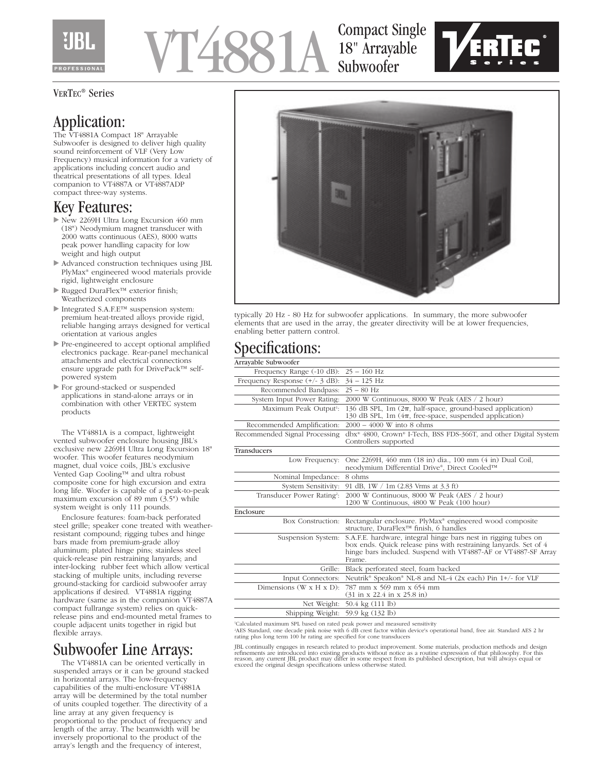# VT4881A Compact Single 18" Arrayable Subwoofer

VERTEC® Series

## Application:

The VT4881A Compact 18" Arrayable Subwoofer is designed to deliver high quality sound reinforcement of VLF (Very Low Frequency) musical information for a variety of applications including concert audio and theatrical presentations of all types. Ideal companion to VT4887A or VT4887ADP compact three-way systems.

## Key Features:

- New 2269H Ultra Long Excursion 460 mm (18") Neodymium magnet transducer with 2000 watts continuous (AES), 8000 watts peak power handling capacity for low weight and high output
- Advanced construction techniques using JBL PlyMax® engineered wood materials provide rigid, lightweight enclosure
- Rugged DuraFlex™ exterior finish; Weatherized components
- Integrated S.A.F.E™ suspension system: premium heat-treated alloys provide rigid, reliable hanging arrays designed for vertical orientation at various angles
- Pre-engineered to accept optional amplified electronics package. Rear-panel mechanical attachments and electrical connections ensure upgrade path for DrivePack™ self-powered system
- For ground-stacked or suspended applications in stand-alone arrays or in combination with other VERTEC system products

The VT4881A is a compact, lightweight vented subwoofer enclosure housing JBL's exclusive new 2269H Ultra Long Excursion 18" woofer. This woofer features neodymium magnet, dual voice coils, JBL's exclusive Vented Gap Cooling™ and ultra robust composite cone for high excursion and extra long life. Woofer is capable of a peak-to-peak maximum excursion of 89 mm (3.5") while system weight is only 111 pounds.

Enclosure features: foam-back perforated steel grille; speaker cone treated with weather-resistant compound; rigging tubes and hinge bars made from premium-grade alloy aluminum; plated hinge pins; stainless steel quick-release pin restraining lanyards; and inter-locking rubber feet which allow vertical stacking of multiple units, including reverse ground-stacking for cardioid subwoofer array applications if desired. VT4881A rigging hardware (same as in the companion VT4887A compact fullrange system) relies on quick-release pins and end-mounted metal frames to couple adjacent units together in rigid but flexible arrays.

## Subwoofer Line Arrays:

The VT4881A can be oriented vertically in suspended arrays or it can be ground stacked in horizontal arrays. The low-frequency capabilities of the multi-enclosure VT4881A array will be determined by the total number of units coupled together. The directivity of a line array at any given frequency is proportional to the product of frequency and length of the array. The beamwidth will be inversely proportional to the product of the array's length and the frequency of interest, typically 20 Hz - 80 Hz for subwoofer applications. In summary, the more subwoofer elements that are used in the array, the greater directivity will be at lower frequencies, enabling better pattern control.

## Specifications:

| **Arrayable Subwoofer** | |
|---|---|
| Frequency Range (-10 dB): | 25 – 160 Hz |
| Frequency Response (+/- 3 dB): | 34 – 125 Hz |
| Recommended Bandpass: | 25 – 80 Hz |
| System Input Power Rating: | 2000 W Continuous, 8000 W Peak (AES / 2 hour) |
| Maximum Peak Output[1]: | 136 dB SPL, 1m (2π, half-space, ground-based application)<br>130 dB SPL, 1m (4π, free-space, suspended application) |
| Recommended Amplification: | 2000 – 4000 W into 8 ohms |
| Recommended Signal Processing | dbx® 4800, Crown® I-Tech, BSS FDS-366T, and other Digital System Controllers supported |
| **Transducers** | |
| Low Frequency: | One 2269H, 460 mm (18 in) dia., 100 mm (4 in) Dual Coil, neodymium Differential Drive®, Direct Cooled™ |
| Nominal Impedance: | 8 ohms |
| System Sensitivity: | 91 dB, 1W / 1m (2.83 Vrms at 3.3 ft) |
| Transducer Power Rating[2]: | 2000 W Continuous, 8000 W Peak (AES / 2 hour)<br>1200 W Continuous, 4800 W Peak (100 hour) |
| **Enclosure** | |
| Box Construction: | Rectangular enclosure. PlyMax® engineered wood composite structure, DuraFlex™ finish, 6 handles |
| Suspension System: | S.A.F.E. hardware, integral hinge bars nest in rigging tubes on box ends. Quick release pins with restraining lanyards. Set of 4 hinge bars included. Suspend with VT4887-AF or VT4887-SF Array Frame. |
| Grille: | Black perforated steel, foam backed |
| Input Connectors: | Neutrik® Speakon® NL-8 and NL-4 (2x each) Pin 1+/- for VLF |
| Dimensions (W x H x D): | 787 mm x 569 mm x 654 mm<br>(31 in x 22.4 in x 25.8 in) |
| Net Weight: | 50.4 kg (111 lb) |
| Shipping Weight: | 59.9 kg (132 lb) |

[1]Calculated maximum SPL based on rated peak power and measured sensitivity
[2]AES Standard, one decade pink noise with 6 dB crest factor within device's operational band, free air. Standard AES 2 hr rating plus long term 100 hr rating are specified for cone transducers

JBL continually engages in research related to product improvement. Some materials, production methods and design refinements are introduced into existing products without notice as a routine expression of that philosophy. For this reason, any current JBL product may differ in some respect from its published description, but will always equal or exceed the original design specifications unless otherwise stated.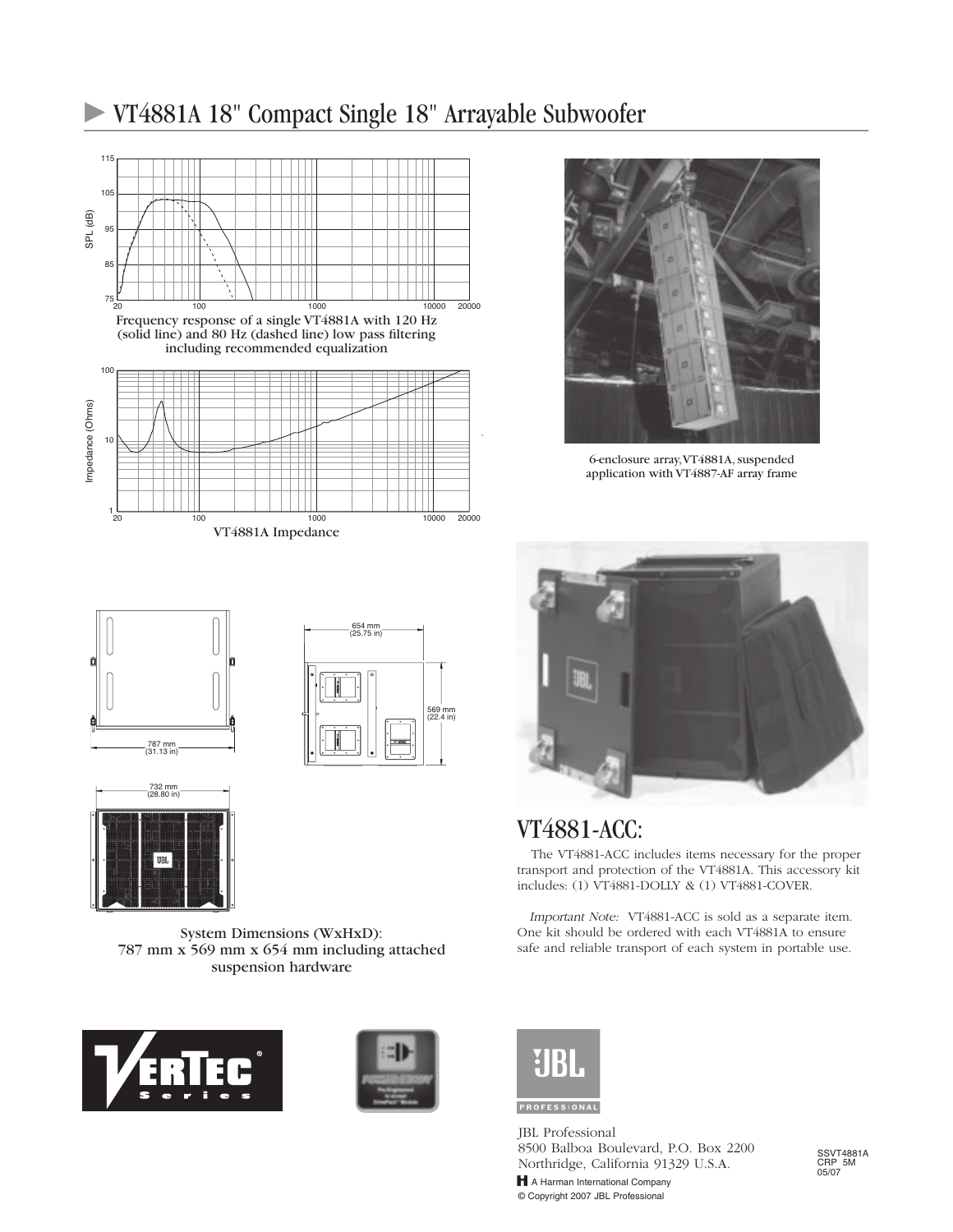# VT4881A 18" Compact Single 18" Arrayable Subwoofer

115
105
95
85
75
SPL (dB)
20 100 1000 10000 20000

Frequency response of a single VT4881A with 120 Hz (solid line) and 80 Hz (dashed line) low pass filtering including recommended equalization

100
10
1
Impedance (Ohms)
20 100 1000 10000 20000

VT4881A Impedance

6-enclosure array, VT4881A, suspended application with VT4887-AF array frame

787 mm (31.13 in)

654 mm (25.75 in)

569 mm (22.4 in)

732 mm (28.80 in)

System Dimensions (WxHxD): 787 mm x 569 mm x 654 mm including attached suspension hardware

## VT4881-ACC:

The VT4881-ACC includes items necessary for the proper transport and protection of the VT4881A. This accessory kit includes: (1) VT4881-DOLLY & (1) VT4881-COVER.

*Important Note:* VT4881-ACC is sold as a separate item. One kit should be ordered with each VT4881A to ensure safe and reliable transport of each system in portable use.

JBL Professional
8500 Balboa Boulevard, P.O. Box 2200
Northridge, California 91329 U.S.A.

A Harman International Company
© Copyright 2007 JBL Professional

SSVT4881A
CRP 5M
05/07